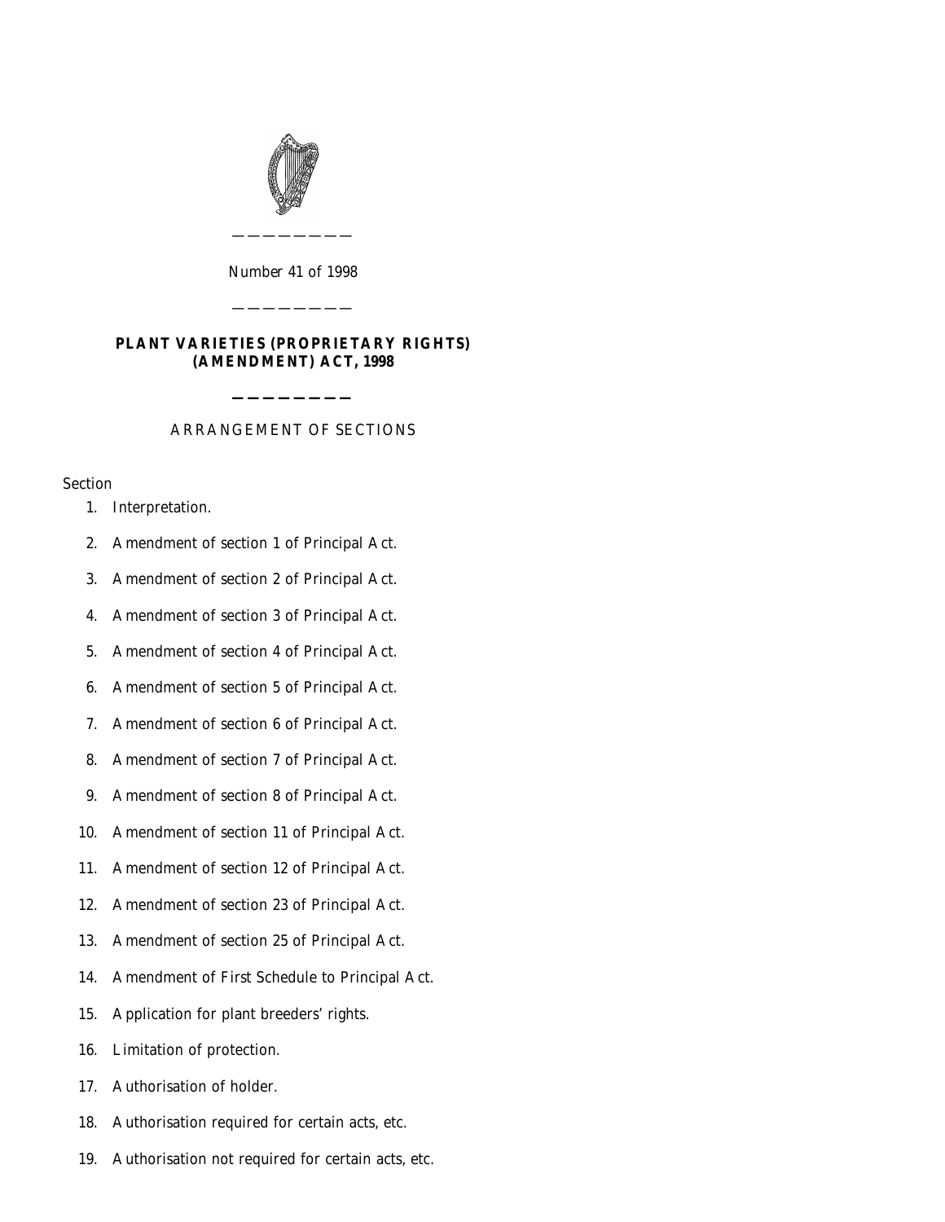Number 41 of 1998

---

# PLANT VARIETIES (PROPRIETARY RIGHTS) (AMENDMENT) ACT, 1998

---

ARRANGEMENT OF SECTIONS

Section

1. Interpretation.
2. Amendment of section 1 of Principal Act.
3. Amendment of section 2 of Principal Act.
4. Amendment of section 3 of Principal Act.
5. Amendment of section 4 of Principal Act.
6. Amendment of section 5 of Principal Act.
7. Amendment of section 6 of Principal Act.
8. Amendment of section 7 of Principal Act.
9. Amendment of section 8 of Principal Act.
10. Amendment of section 11 of Principal Act.
11. Amendment of section 12 of Principal Act.
12. Amendment of section 23 of Principal Act.
13. Amendment of section 25 of Principal Act.
14. Amendment of First Schedule to Principal Act.
15. Application for plant breeders' rights.
16. Limitation of protection.
17. Authorisation of holder.
18. Authorisation required for certain acts, etc.
19. Authorisation not required for certain acts, etc.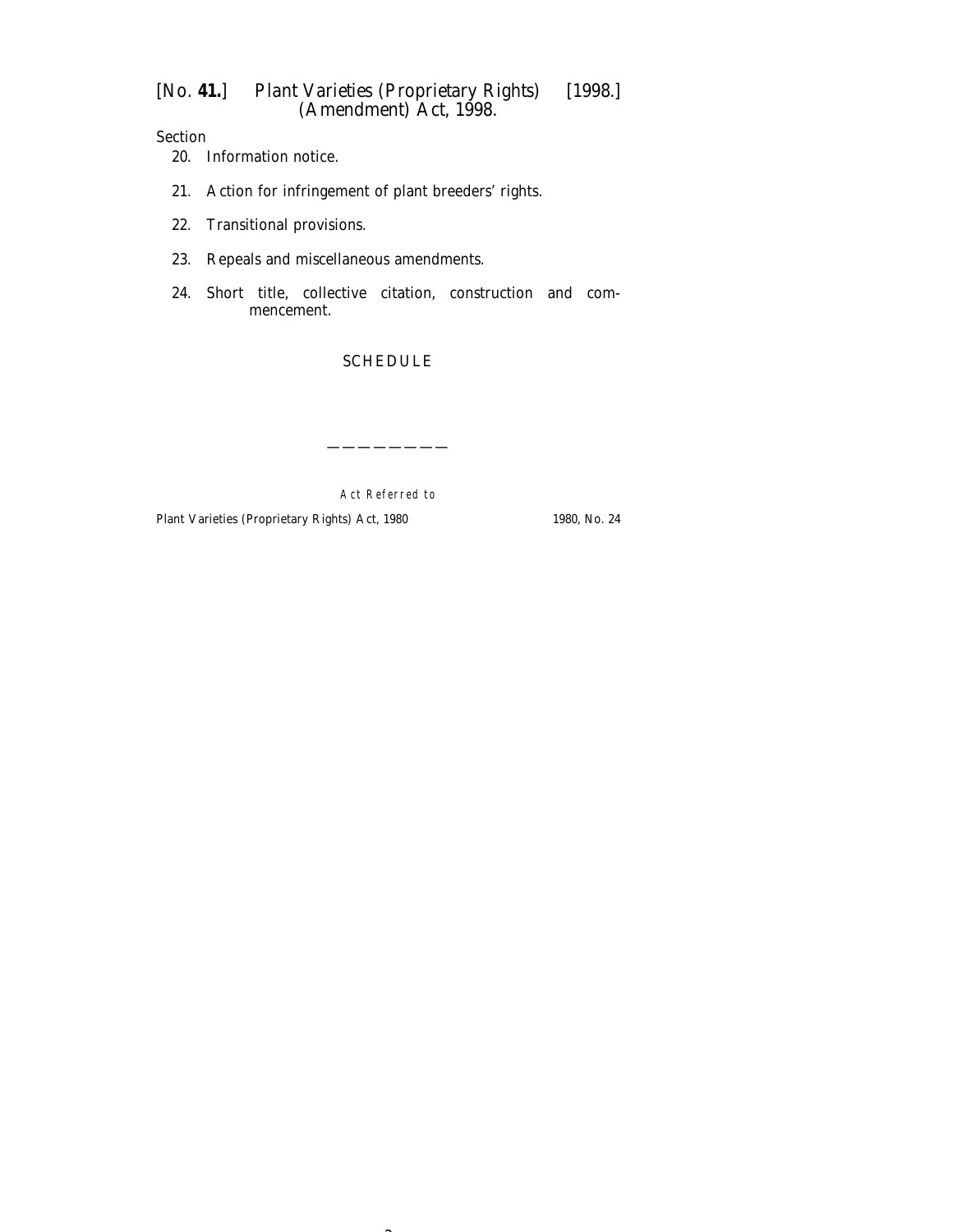Section

20. Information notice.

21. Action for infringement of plant breeders' rights.

22. Transitional provisions.

23. Repeals and miscellaneous amendments.

24. Short title, collective citation, construction and commencement.

SCHEDULE

---

*Act Referred to*

| | |
|---|---|
| Plant Varieties (Proprietary Rights) Act, 1980 | 1980, No. 24 |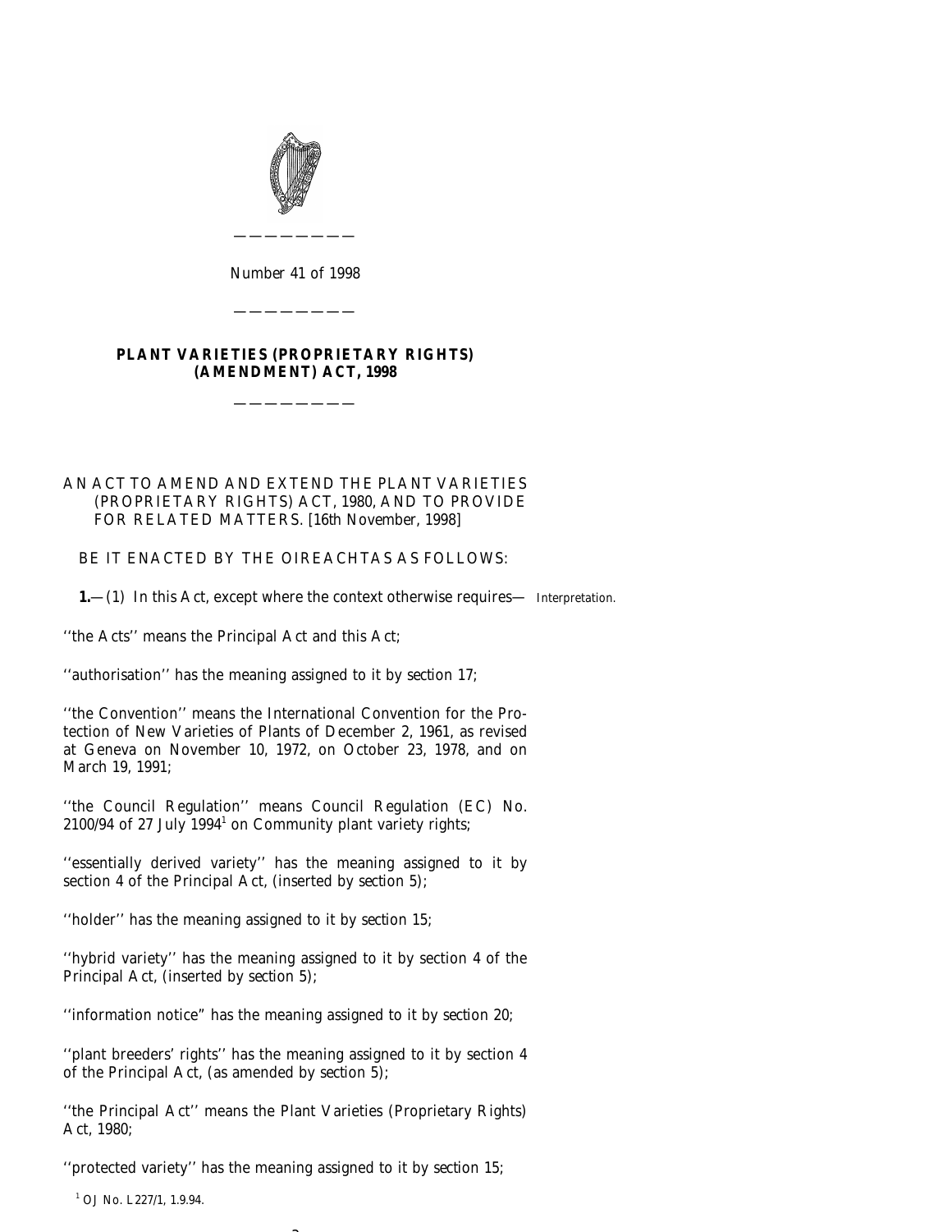Number 41 of 1998

---

**PLANT VARIETIES (PROPRIETARY RIGHTS) (AMENDMENT) ACT, 1998**

---

AN ACT TO AMEND AND EXTEND THE PLANT VARIETIES (PROPRIETARY RIGHTS) ACT, 1980, AND TO PROVIDE FOR RELATED MATTERS. [16th November, 1998]

BE IT ENACTED BY THE OIREACHTAS AS FOLLOWS:

**1.**—(1) In this Act, except where the context otherwise requires— *Interpretation.*

''the Acts'' means the Principal Act and this Act;

''authorisation'' has the meaning assigned to it by section 17;

''the Convention'' means the International Convention for the Protection of New Varieties of Plants of December 2, 1961, as revised at Geneva on November 10, 1972, on October 23, 1978, and on March 19, 1991;

''the Council Regulation'' means Council Regulation (EC) No. 2100/94 of 27 July 1994[1] on Community plant variety rights;

''essentially derived variety'' has the meaning assigned to it by section 4 of the Principal Act, (inserted by section 5);

''holder'' has the meaning assigned to it by section 15;

''hybrid variety'' has the meaning assigned to it by section 4 of the Principal Act, (inserted by section 5);

''information notice" has the meaning assigned to it by section 20;

''plant breeders' rights'' has the meaning assigned to it by section 4 of the Principal Act, (as amended by section 5);

''the Principal Act'' means the Plant Varieties (Proprietary Rights) Act, 1980;

''protected variety'' has the meaning assigned to it by section 15;

[1] OJ No. L227/1, 1.9.94.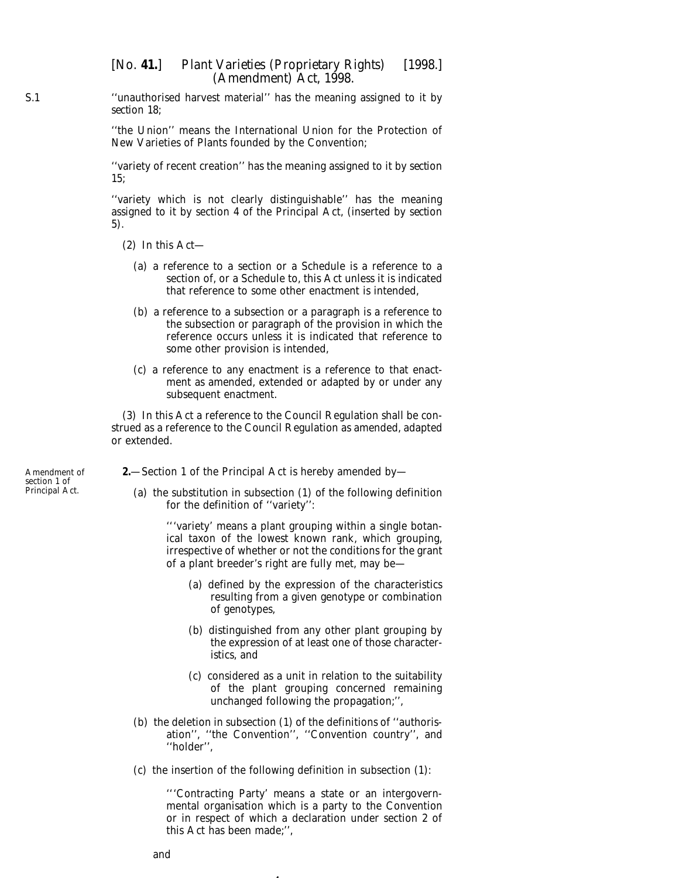''unauthorised harvest material'' has the meaning assigned to it by section 18;

''the Union'' means the International Union for the Protection of New Varieties of Plants founded by the Convention;

''variety of recent creation'' has the meaning assigned to it by section 15;

''variety which is not clearly distinguishable'' has the meaning assigned to it by section 4 of the Principal Act, (inserted by section 5).

(2) In this Act—

(a) a reference to a section or a Schedule is a reference to a section of, or a Schedule to, this Act unless it is indicated that reference to some other enactment is intended,

(b) a reference to a subsection or a paragraph is a reference to the subsection or paragraph of the provision in which the reference occurs unless it is indicated that reference to some other provision is intended,

(c) a reference to any enactment is a reference to that enactment as amended, extended or adapted by or under any subsequent enactment.

(3) In this Act a reference to the Council Regulation shall be construed as a reference to the Council Regulation as amended, adapted or extended.

Amendment of section 1 of Principal Act.

**2.**—Section 1 of the Principal Act is hereby amended by—

(a) the substitution in subsection (1) of the following definition for the definition of ''variety'':

> '''variety' means a plant grouping within a single botanical taxon of the lowest known rank, which grouping, irrespective of whether or not the conditions for the grant of a plant breeder's right are fully met, may be—
>
> (a) defined by the expression of the characteristics resulting from a given genotype or combination of genotypes,
>
> (b) distinguished from any other plant grouping by the expression of at least one of those characteristics, and
>
> (c) considered as a unit in relation to the suitability of the plant grouping concerned remaining unchanged following the propagation;'',

(b) the deletion in subsection (1) of the definitions of ''authorisation'', ''the Convention'', ''Convention country'', and ''holder'',

(c) the insertion of the following definition in subsection (1):

> '''Contracting Party' means a state or an intergovernmental organisation which is a party to the Convention or in respect of which a declaration under section 2 of this Act has been made;'',

and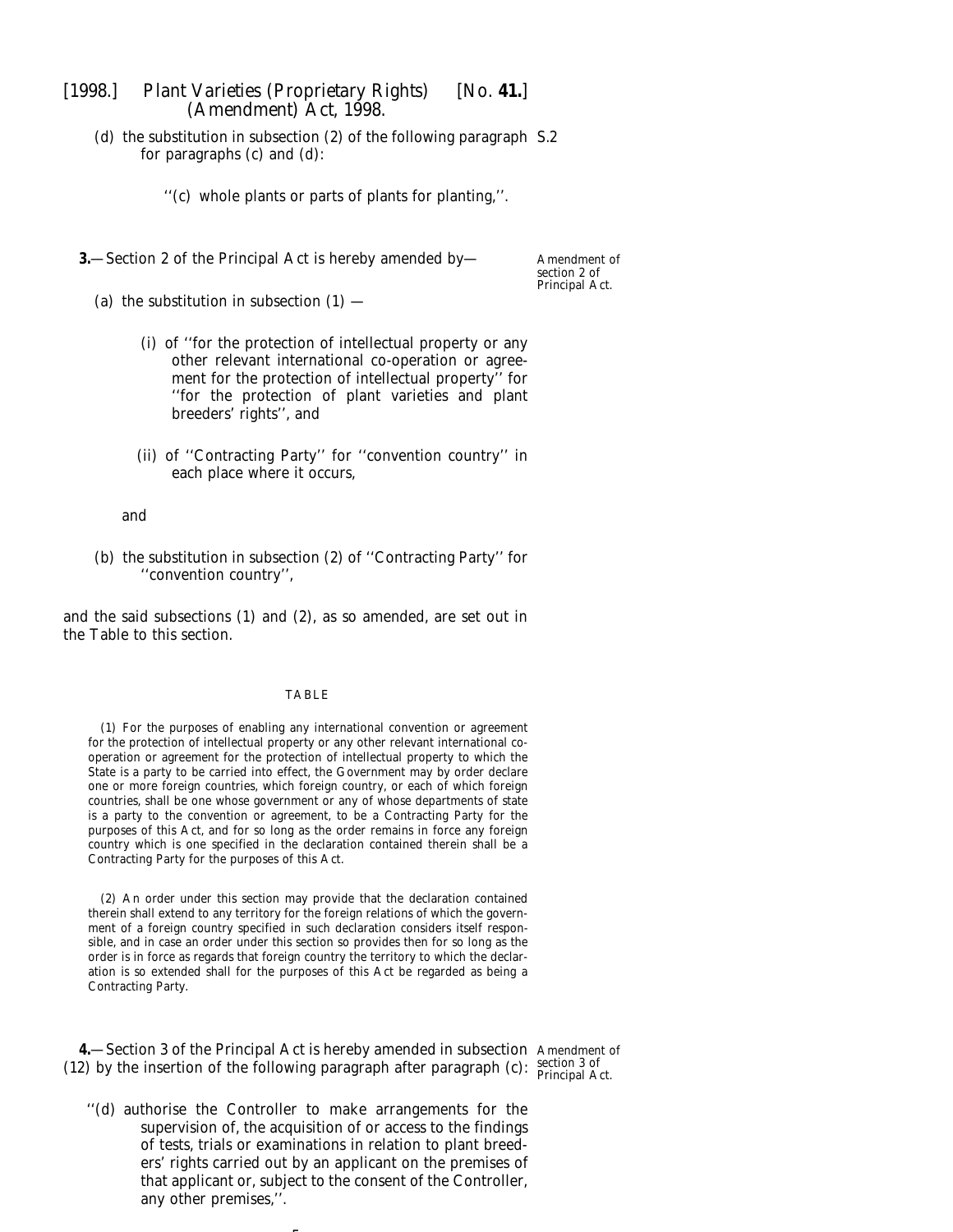(d) the substitution in subsection (2) of the following paragraph for paragraphs (c) and (d):

> ''(c) whole plants or parts of plants for planting,''.

**3.**—Section 2 of the Principal Act is hereby amended by—

*Amendment of section 2 of Principal Act.*

(a) the substitution in subsection (1) —

> (i) of ''for the protection of intellectual property or any other relevant international co-operation or agreement for the protection of intellectual property'' for ''for the protection of plant varieties and plant breeders' rights'', and
>
> (ii) of ''Contracting Party'' for ''convention country'' in each place where it occurs,

and

(b) the substitution in subsection (2) of ''Contracting Party'' for ''convention country'',

and the said subsections (1) and (2), as so amended, are set out in the Table to this section.

TABLE

(1) For the purposes of enabling any international convention or agreement for the protection of intellectual property or any other relevant international co-operation or agreement for the protection of intellectual property to which the State is a party to be carried into effect, the Government may by order declare one or more foreign countries, which foreign country, or each of which foreign countries, shall be one whose government or any of whose departments of state is a party to the convention or agreement, to be a Contracting Party for the purposes of this Act, and for so long as the order remains in force any foreign country which is one specified in the declaration contained therein shall be a Contracting Party for the purposes of this Act.

(2) An order under this section may provide that the declaration contained therein shall extend to any territory for the foreign relations of which the government of a foreign country specified in such declaration considers itself responsible, and in case an order under this section so provides then for so long as the order is in force as regards that foreign country the territory to which the declaration is so extended shall for the purposes of this Act be regarded as being a Contracting Party.

**4.**—Section 3 of the Principal Act is hereby amended in subsection (12) by the insertion of the following paragraph after paragraph (c):

*Amendment of section 3 of Principal Act.*

> ''(d) authorise the Controller to make arrangements for the supervision of, the acquisition of or access to the findings of tests, trials or examinations in relation to plant breeders' rights carried out by an applicant on the premises of that applicant or, subject to the consent of the Controller, any other premises,''.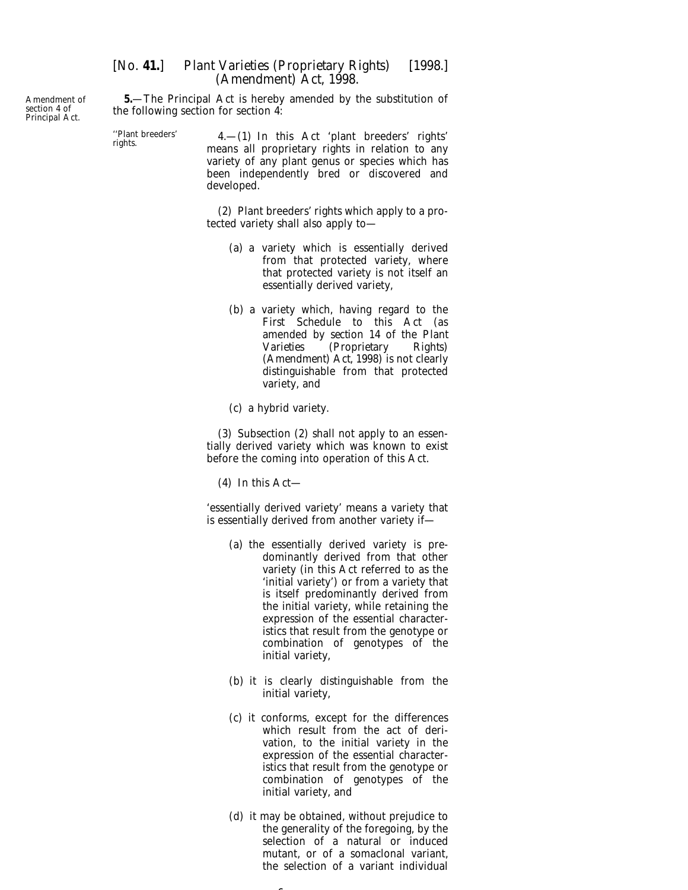Amendment of section 4 of Principal Act.

**5.**—The Principal Act is hereby amended by the substitution of the following section for section 4:

''Plant breeders' rights.

4.—(1) In this Act 'plant breeders' rights' means all proprietary rights in relation to any variety of any plant genus or species which has been independently bred or discovered and developed.

(2) Plant breeders' rights which apply to a protected variety shall also apply to—

(*a*) a variety which is essentially derived from that protected variety, where that protected variety is not itself an essentially derived variety,

(*b*) a variety which, having regard to the First Schedule to this Act (as amended by *section 14* of the *Plant Varieties (Proprietary Rights) (Amendment) Act, 1998*) is not clearly distinguishable from that protected variety, and

(*c*) a hybrid variety.

(3) Subsection (2) shall not apply to an essentially derived variety which was known to exist before the coming into operation of this Act.

(4) In this Act—

'essentially derived variety' means a variety that is essentially derived from another variety if—

(*a*) the essentially derived variety is predominantly derived from that other variety (in this Act referred to as the 'initial variety') or from a variety that is itself predominantly derived from the initial variety, while retaining the expression of the essential characteristics that result from the genotype or combination of genotypes of the initial variety,

(*b*) it is clearly distinguishable from the initial variety,

(*c*) it conforms, except for the differences which result from the act of derivation, to the initial variety in the expression of the essential characteristics that result from the genotype or combination of genotypes of the initial variety, and

(*d*) it may be obtained, without prejudice to the generality of the foregoing, by the selection of a natural or induced mutant, or of a somaclonal variant, the selection of a variant individual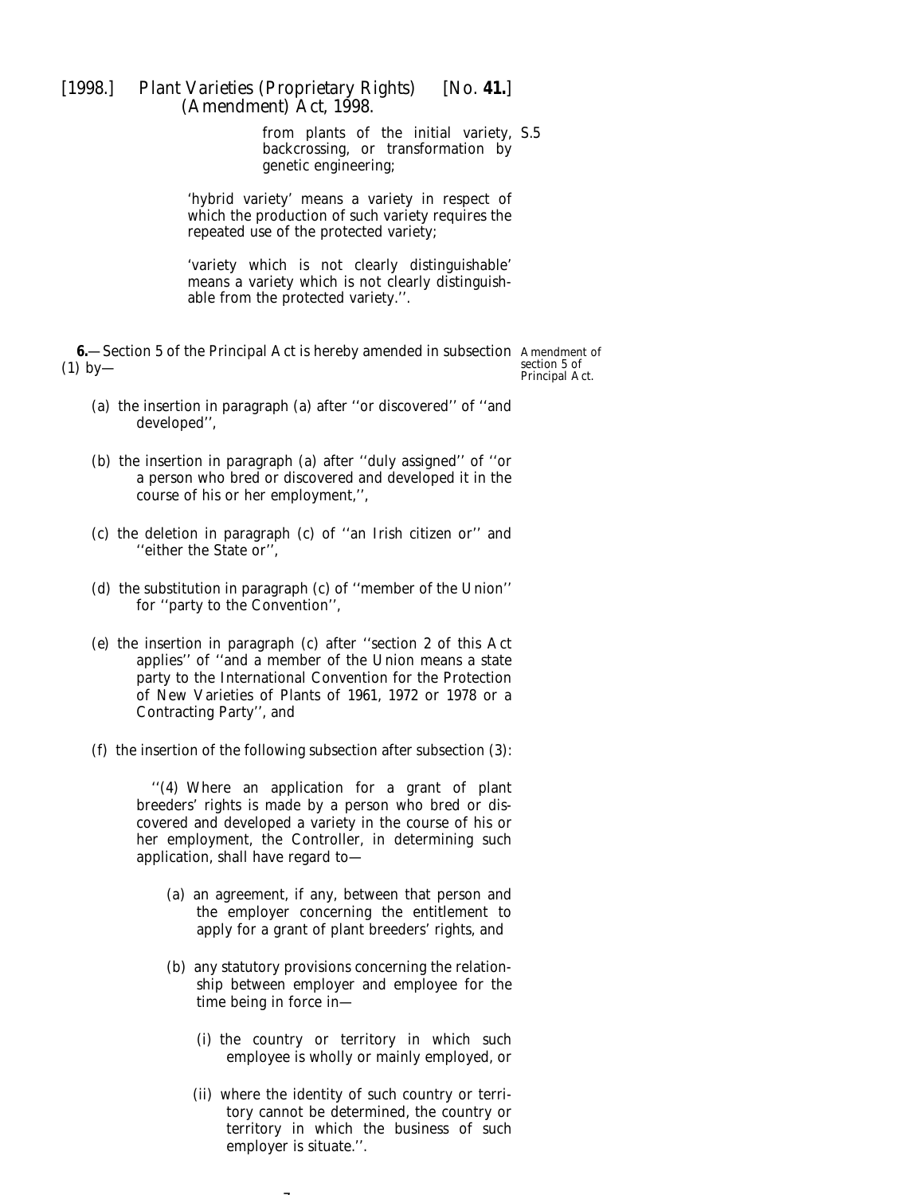from plants of the initial variety, backcrossing, or transformation by genetic engineering;

'hybrid variety' means a variety in respect of which the production of such variety requires the repeated use of the protected variety;

'variety which is not clearly distinguishable' means a variety which is not clearly distinguishable from the protected variety.''.

Amendment of section 5 of Principal Act.

**6.**—Section 5 of the Principal Act is hereby amended in subsection (1) by—

(a) the insertion in paragraph (a) after ''or discovered'' of ''and developed'',

(b) the insertion in paragraph (a) after ''duly assigned'' of ''or a person who bred or discovered and developed it in the course of his or her employment,'',

(c) the deletion in paragraph (c) of ''an Irish citizen or'' and ''either the State or'',

(d) the substitution in paragraph (c) of ''member of the Union'' for ''party to the Convention'',

(e) the insertion in paragraph (c) after ''section 2 of this Act applies'' of ''and a member of the Union means a state party to the International Convention for the Protection of New Varieties of Plants of 1961, 1972 or 1978 or a Contracting Party'', and

(f) the insertion of the following subsection after subsection (3):

''(4) Where an application for a grant of plant breeders' rights is made by a person who bred or discovered and developed a variety in the course of his or her employment, the Controller, in determining such application, shall have regard to—

(a) an agreement, if any, between that person and the employer concerning the entitlement to apply for a grant of plant breeders' rights, and

(b) any statutory provisions concerning the relationship between employer and employee for the time being in force in—

(i) the country or territory in which such employee is wholly or mainly employed, or

(ii) where the identity of such country or territory cannot be determined, the country or territory in which the business of such employer is situate.''.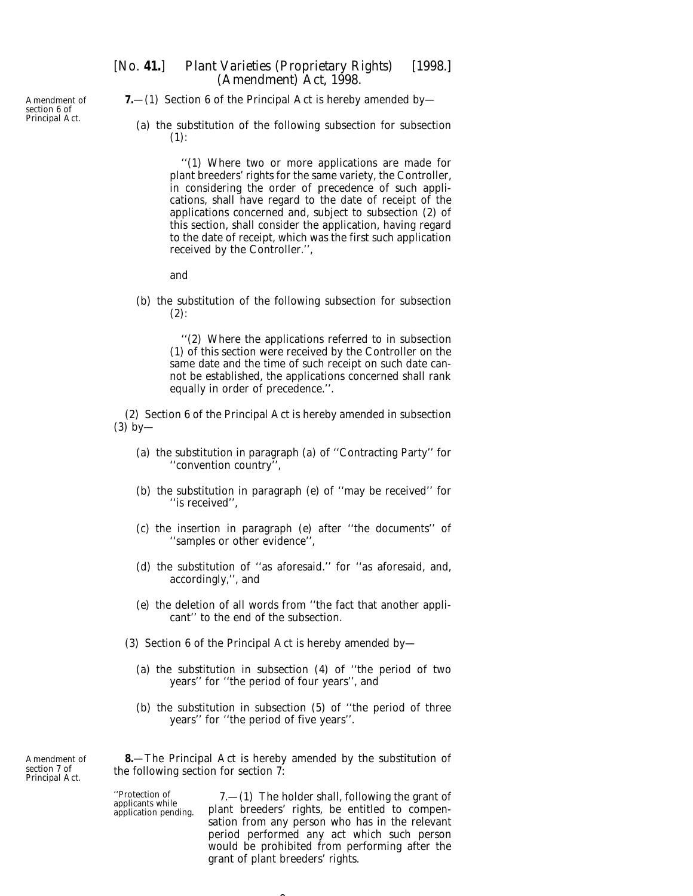Amendment of section 6 of Principal Act.

**7.**—(1) Section 6 of the Principal Act is hereby amended by—

(*a*) the substitution of the following subsection for subsection (1):

> ''(1) Where two or more applications are made for plant breeders' rights for the same variety, the Controller, in considering the order of precedence of such applications, shall have regard to the date of receipt of the applications concerned and, subject to subsection (2) of this section, shall consider the application, having regard to the date of receipt, which was the first such application received by the Controller.'',

and

(*b*) the substitution of the following subsection for subsection (2):

> ''(2) Where the applications referred to in subsection (1) of this section were received by the Controller on the same date and the time of such receipt on such date cannot be established, the applications concerned shall rank equally in order of precedence.''.

(2) Section 6 of the Principal Act is hereby amended in subsection (3) by—

(*a*) the substitution in paragraph (*a*) of ''Contracting Party'' for ''convention country'',

(*b*) the substitution in paragraph (*e*) of ''may be received'' for ''is received'',

(*c*) the insertion in paragraph (*e*) after ''the documents'' of ''samples or other evidence'',

(*d*) the substitution of ''as aforesaid.'' for ''as aforesaid, and, accordingly,'', and

(*e*) the deletion of all words from ''the fact that another applicant'' to the end of the subsection.

(3) Section 6 of the Principal Act is hereby amended by—

(*a*) the substitution in subsection (4) of ''the period of two years'' for ''the period of four years'', and

(*b*) the substitution in subsection (5) of ''the period of three years'' for ''the period of five years''.

Amendment of section 7 of Principal Act.

**8.**—The Principal Act is hereby amended by the substitution of the following section for section 7:

''Protection of applicants while application pending.

> 7.—(1) The holder shall, following the grant of plant breeders' rights, be entitled to compensation from any person who has in the relevant period performed any act which such person would be prohibited from performing after the grant of plant breeders' rights.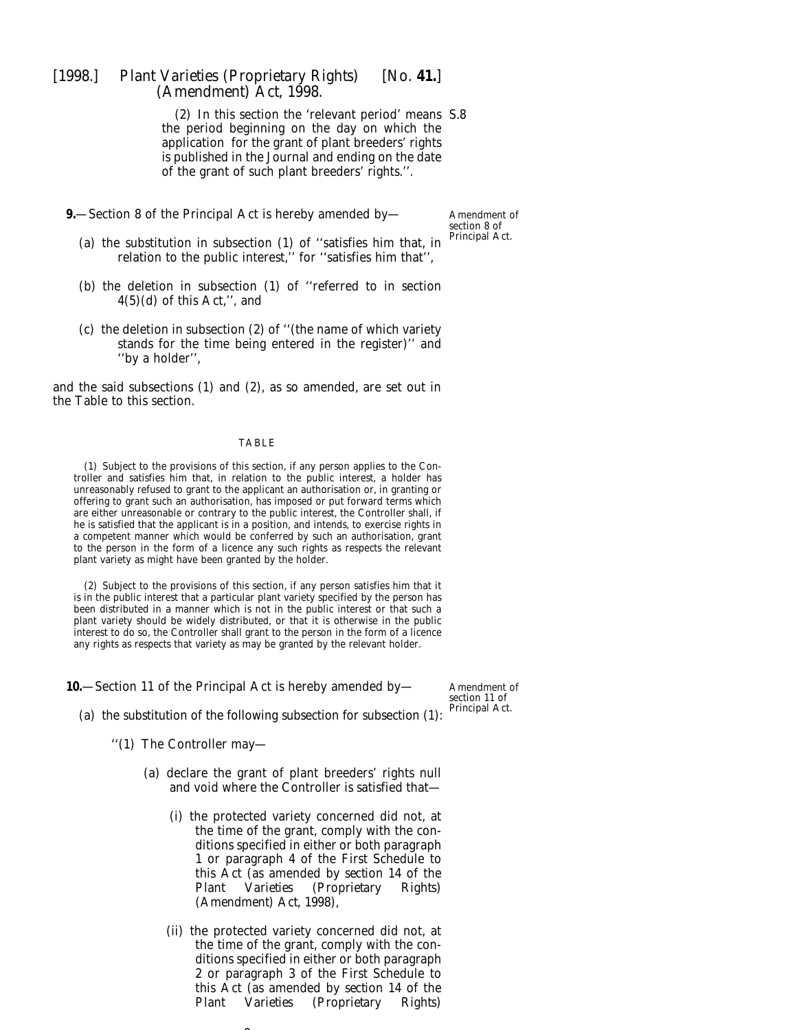(2) In this section the 'relevant period' means the period beginning on the day on which the application for the grant of plant breeders' rights is published in the Journal and ending on the date of the grant of such plant breeders' rights.''.

S.8

**9.**—Section 8 of the Principal Act is hereby amended by—

*Amendment of section 8 of Principal Act.*

(a) the substitution in subsection (1) of ''satisfies him that, in relation to the public interest,'' for ''satisfies him that'',

(b) the deletion in subsection (1) of ''referred to in section 4(5)(d) of this Act,'', and

(c) the deletion in subsection (2) of ''(the name of which variety stands for the time being entered in the register)'' and ''by a holder'',

and the said subsections (1) and (2), as so amended, are set out in the Table to this section.

TABLE

(1) Subject to the provisions of this section, if any person applies to the Controller and satisfies him that, in relation to the public interest, a holder has unreasonably refused to grant to the applicant an authorisation or, in granting or offering to grant such an authorisation, has imposed or put forward terms which are either unreasonable or contrary to the public interest, the Controller shall, if he is satisfied that the applicant is in a position, and intends, to exercise rights in a competent manner which would be conferred by such an authorisation, grant to the person in the form of a licence any such rights as respects the relevant plant variety as might have been granted by the holder.

(2) Subject to the provisions of this section, if any person satisfies him that it is in the public interest that a particular plant variety specified by the person has been distributed in a manner which is not in the public interest or that such a plant variety should be widely distributed, or that it is otherwise in the public interest to do so, the Controller shall grant to the person in the form of a licence any rights as respects that variety as may be granted by the relevant holder.

**10.**—Section 11 of the Principal Act is hereby amended by—

*Amendment of section 11 of Principal Act.*

(a) the substitution of the following subsection for subsection (1):

''(1) The Controller may—

(a) declare the grant of plant breeders' rights null and void where the Controller is satisfied that—

(i) the protected variety concerned did not, at the time of the grant, comply with the conditions specified in either or both paragraph 1 or paragraph 4 of the First Schedule to this Act (as amended by section 14 of the Plant Varieties (Proprietary Rights) (Amendment) Act, 1998),

(ii) the protected variety concerned did not, at the time of the grant, comply with the conditions specified in either or both paragraph 2 or paragraph 3 of the First Schedule to this Act (as amended by section 14 of the Plant Varieties (Proprietary Rights)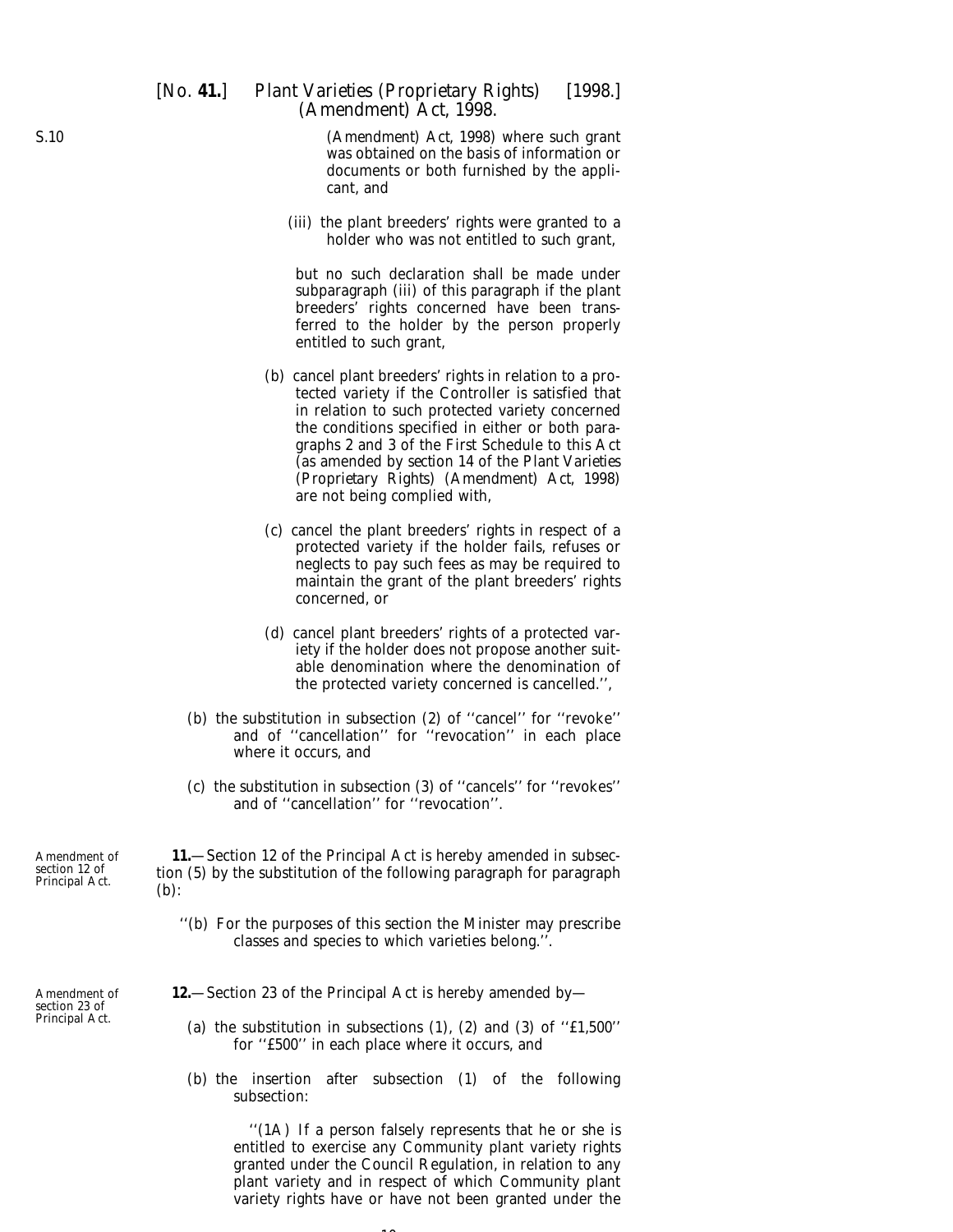(Amendment) Act, 1998) where such grant was obtained on the basis of information or documents or both furnished by the applicant, and

(iii) the plant breeders' rights were granted to a holder who was not entitled to such grant,

but no such declaration shall be made under subparagraph (iii) of this paragraph if the plant breeders' rights concerned have been transferred to the holder by the person properly entitled to such grant,

(b) cancel plant breeders' rights in relation to a protected variety if the Controller is satisfied that in relation to such protected variety concerned the conditions specified in either or both paragraphs 2 and 3 of the First Schedule to this Act (as amended by *section 14* of the *Plant Varieties (Proprietary Rights) (Amendment) Act, 1998*) are not being complied with,

(c) cancel the plant breeders' rights in respect of a protected variety if the holder fails, refuses or neglects to pay such fees as may be required to maintain the grant of the plant breeders' rights concerned, or

(d) cancel plant breeders' rights of a protected variety if the holder does not propose another suitable denomination where the denomination of the protected variety concerned is cancelled.'',

(b) the substitution in subsection (2) of ''cancel'' for ''revoke'' and of ''cancellation'' for ''revocation'' in each place where it occurs, and

(c) the substitution in subsection (3) of ''cancels'' for ''revokes'' and of ''cancellation'' for ''revocation''.

Amendment of section 12 of Principal Act.

**11.**—Section 12 of the Principal Act is hereby amended in subsection (5) by the substitution of the following paragraph for paragraph (b):

''(b) For the purposes of this section the Minister may prescribe classes and species to which varieties belong.''.

Amendment of section 23 of Principal Act.

**12.**—Section 23 of the Principal Act is hereby amended by—

(a) the substitution in subsections (1), (2) and (3) of ''£1,500'' for ''£500'' in each place where it occurs, and

(b) the insertion after subsection (1) of the following subsection:

''(1A) If a person falsely represents that he or she is entitled to exercise any Community plant variety rights granted under the Council Regulation, in relation to any plant variety and in respect of which Community plant variety rights have or have not been granted under the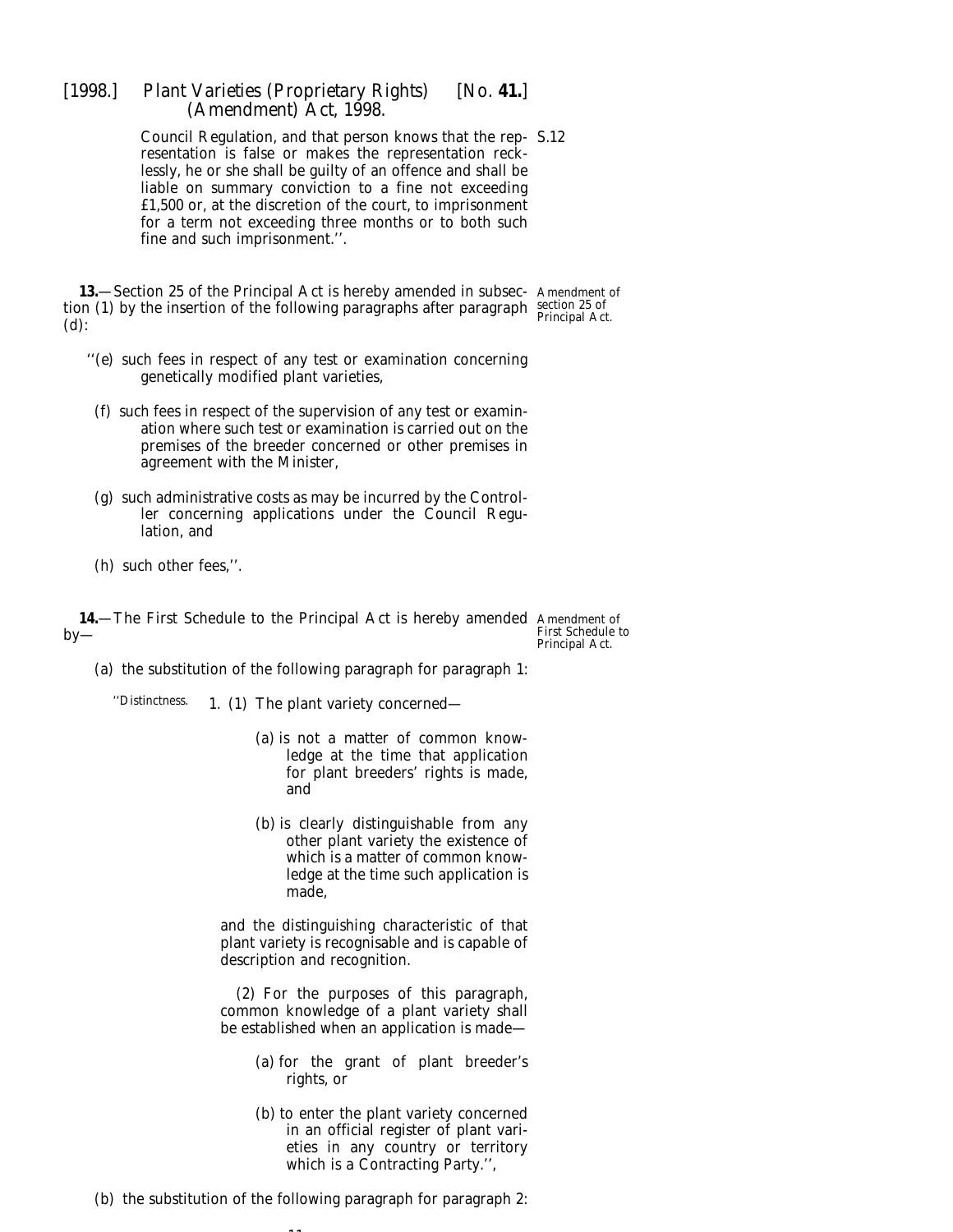Council Regulation, and that person knows that the representation is false or makes the representation recklessly, he or she shall be guilty of an offence and shall be liable on summary conviction to a fine not exceeding £1,500 or, at the discretion of the court, to imprisonment for a term not exceeding three months or to both such fine and such imprisonment.''.

Amendment of section 25 of Principal Act.

**13.**—Section 25 of the Principal Act is hereby amended in subsection (1) by the insertion of the following paragraphs after paragraph (*d*):

''(*e*) such fees in respect of any test or examination concerning genetically modified plant varieties,

(*f*) such fees in respect of the supervision of any test or examination where such test or examination is carried out on the premises of the breeder concerned or other premises in agreement with the Minister,

(*g*) such administrative costs as may be incurred by the Controller concerning applications under the Council Regulation, and

(*h*) such other fees,''.

Amendment of First Schedule to Principal Act.

**14.**—The First Schedule to the Principal Act is hereby amended by—

(*a*) the substitution of the following paragraph for paragraph 1:

''Distinctness.

1. (1) The plant variety concerned—

(*a*) is not a matter of common knowledge at the time that application for plant breeders' rights is made, and

(*b*) is clearly distinguishable from any other plant variety the existence of which is a matter of common knowledge at the time such application is made,

and the distinguishing characteristic of that plant variety is recognisable and is capable of description and recognition.

(2) For the purposes of this paragraph, common knowledge of a plant variety shall be established when an application is made—

(*a*) for the grant of plant breeder's rights, or

(*b*) to enter the plant variety concerned in an official register of plant varieties in any country or territory which is a Contracting Party.'',

(*b*) the substitution of the following paragraph for paragraph 2: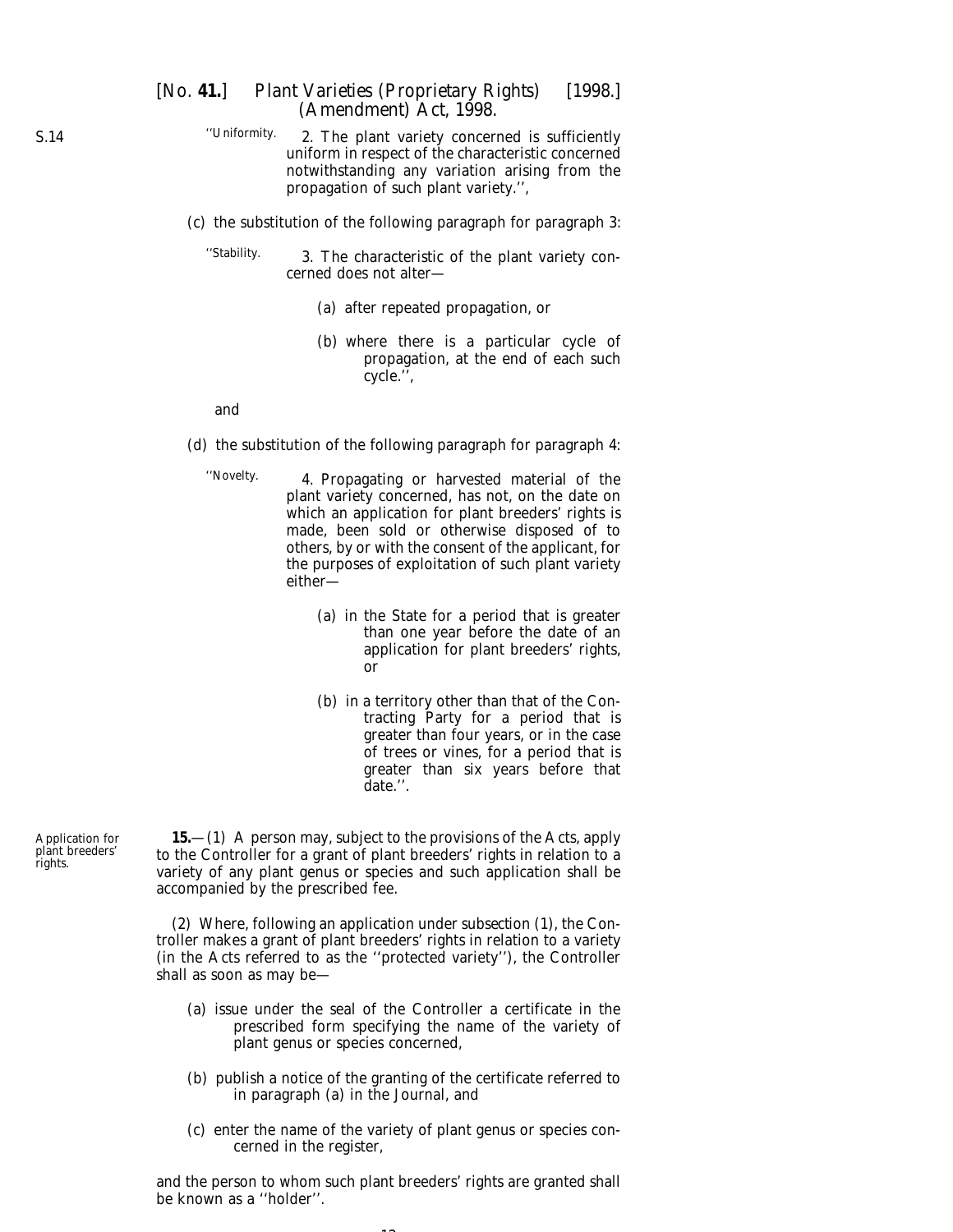S.14

''Uniformity. 2. The plant variety concerned is sufficiently uniform in respect of the characteristic concerned notwithstanding any variation arising from the propagation of such plant variety.'',

(*c*) the substitution of the following paragraph for paragraph 3:

''Stability. 3. The characteristic of the plant variety concerned does not alter—

(*a*) after repeated propagation, or

(*b*) where there is a particular cycle of propagation, at the end of each such cycle.'',

and

(*d*) the substitution of the following paragraph for paragraph 4:

''Novelty. 4. Propagating or harvested material of the plant variety concerned, has not, on the date on which an application for plant breeders' rights is made, been sold or otherwise disposed of to others, by or with the consent of the applicant, for the purposes of exploitation of such plant variety either—

(*a*) in the State for a period that is greater than one year before the date of an application for plant breeders' rights, or

(*b*) in a territory other than that of the Contracting Party for a period that is greater than four years, or in the case of trees or vines, for a period that is greater than six years before that date.''.

Application for plant breeders' rights.

**15.**—(1) A person may, subject to the provisions of the Acts, apply to the Controller for a grant of plant breeders' rights in relation to a variety of any plant genus or species and such application shall be accompanied by the prescribed fee.

(2) Where, following an application under *subsection (1)*, the Controller makes a grant of plant breeders' rights in relation to a variety (in the Acts referred to as the ''protected variety''), the Controller shall as soon as may be—

(*a*) issue under the seal of the Controller a certificate in the prescribed form specifying the name of the variety of plant genus or species concerned,

(*b*) publish a notice of the granting of the certificate referred to in *paragraph (a)* in the Journal, and

(*c*) enter the name of the variety of plant genus or species concerned in the register,

and the person to whom such plant breeders' rights are granted shall be known as a ''holder''.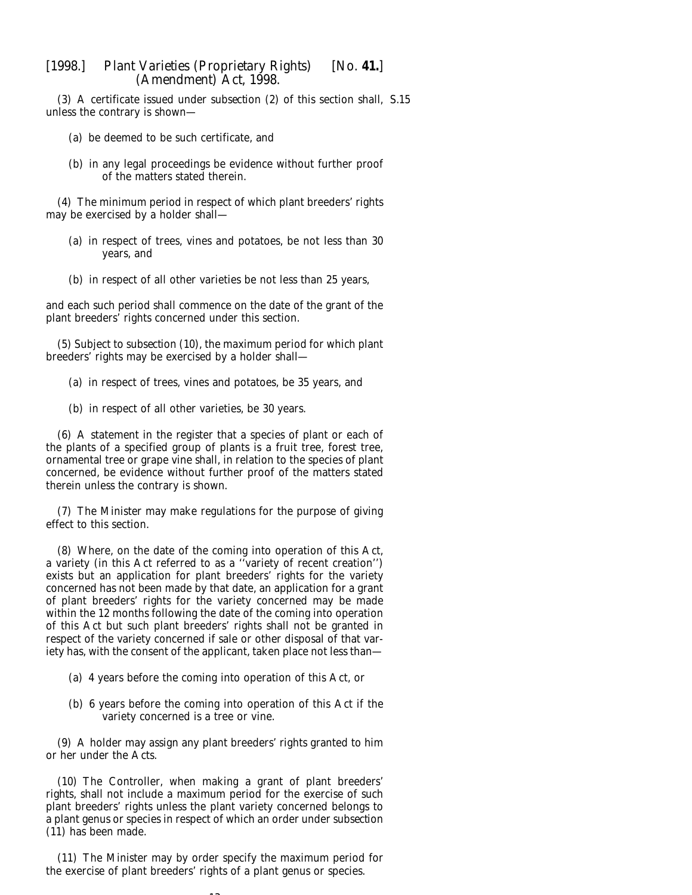(3) A certificate issued under subsection (2) of this section shall, unless the contrary is shown—

(a) be deemed to be such certificate, and

(b) in any legal proceedings be evidence without further proof of the matters stated therein.

(4) The minimum period in respect of which plant breeders' rights may be exercised by a holder shall—

(a) in respect of trees, vines and potatoes, be not less than 30 years, and

(b) in respect of all other varieties be not less than 25 years,

and each such period shall commence on the date of the grant of the plant breeders' rights concerned under this section.

(5) Subject to subsection (10), the maximum period for which plant breeders' rights may be exercised by a holder shall—

(a) in respect of trees, vines and potatoes, be 35 years, and

(b) in respect of all other varieties, be 30 years.

(6) A statement in the register that a species of plant or each of the plants of a specified group of plants is a fruit tree, forest tree, ornamental tree or grape vine shall, in relation to the species of plant concerned, be evidence without further proof of the matters stated therein unless the contrary is shown.

(7) The Minister may make regulations for the purpose of giving effect to this section.

(8) Where, on the date of the coming into operation of this Act, a variety (in this Act referred to as a ''variety of recent creation'') exists but an application for plant breeders' rights for the variety concerned has not been made by that date, an application for a grant of plant breeders' rights for the variety concerned may be made within the 12 months following the date of the coming into operation of this Act but such plant breeders' rights shall not be granted in respect of the variety concerned if sale or other disposal of that variety has, with the consent of the applicant, taken place not less than—

(a) 4 years before the coming into operation of this Act, or

(b) 6 years before the coming into operation of this Act if the variety concerned is a tree or vine.

(9) A holder may assign any plant breeders' rights granted to him or her under the Acts.

(10) The Controller, when making a grant of plant breeders' rights, shall not include a maximum period for the exercise of such plant breeders' rights unless the plant variety concerned belongs to a plant genus or species in respect of which an order under subsection (11) has been made.

(11) The Minister may by order specify the maximum period for the exercise of plant breeders' rights of a plant genus or species.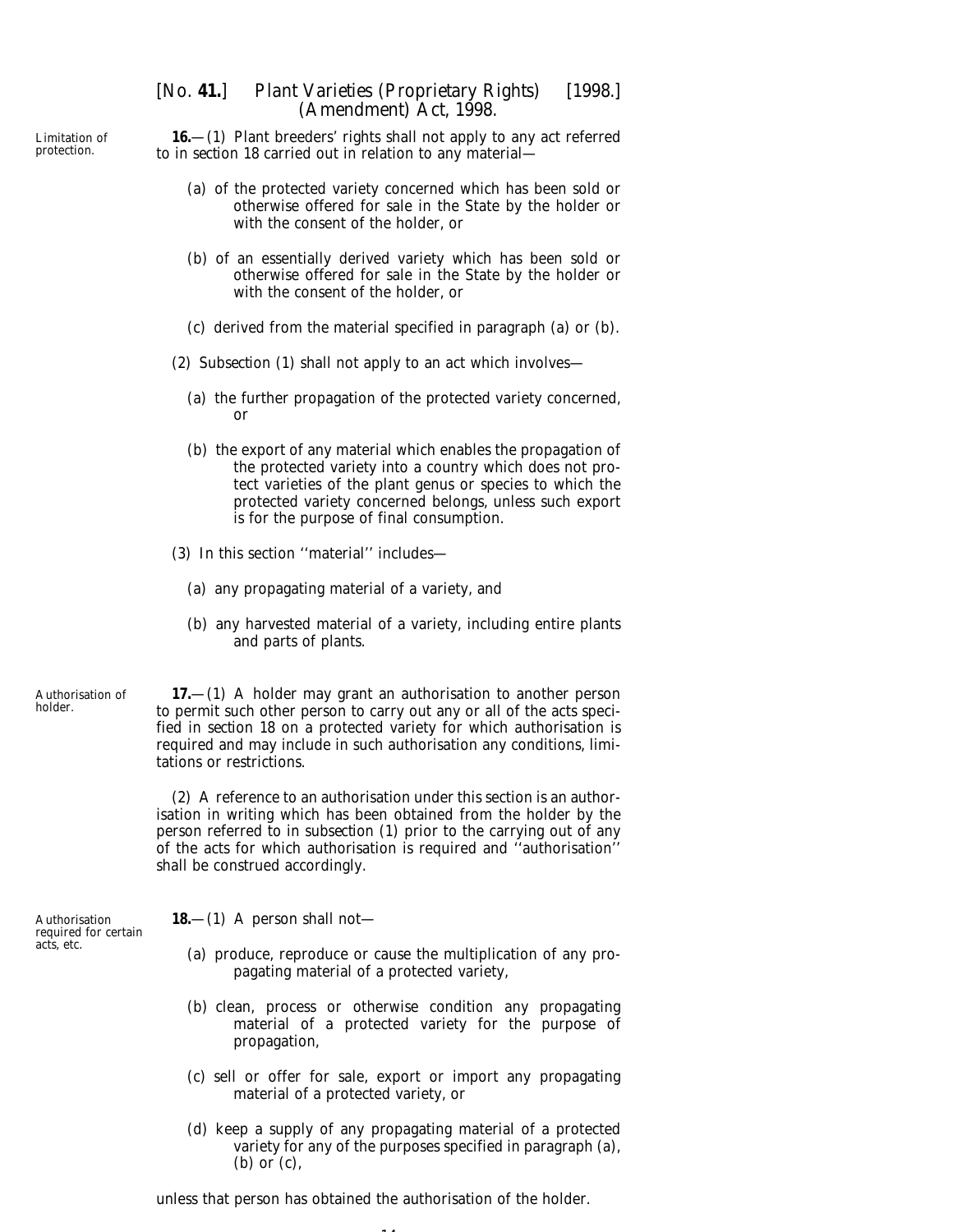Limitation of protection.

**16.**—(1) Plant breeders' rights shall not apply to any act referred to in *section 18* carried out in relation to any material—

(*a*) of the protected variety concerned which has been sold or otherwise offered for sale in the State by the holder or with the consent of the holder, or

(*b*) of an essentially derived variety which has been sold or otherwise offered for sale in the State by the holder or with the consent of the holder, or

(*c*) derived from the material specified in *paragraph (a)* or *(b)*.

(2) *Subsection (1)* shall not apply to an act which involves—

(*a*) the further propagation of the protected variety concerned, or

(*b*) the export of any material which enables the propagation of the protected variety into a country which does not protect varieties of the plant genus or species to which the protected variety concerned belongs, unless such export is for the purpose of final consumption.

(3) In this section ''material'' includes—

(*a*) any propagating material of a variety, and

(*b*) any harvested material of a variety, including entire plants and parts of plants.

Authorisation of holder.

**17.**—(1) A holder may grant an authorisation to another person to permit such other person to carry out any or all of the acts specified in *section 18* on a protected variety for which authorisation is required and may include in such authorisation any conditions, limitations or restrictions.

(2) A reference to an authorisation under this section is an authorisation in writing which has been obtained from the holder by the person referred to in *subsection (1)* prior to the carrying out of any of the acts for which authorisation is required and ''authorisation'' shall be construed accordingly.

Authorisation required for certain acts, etc.

**18.**—(1) A person shall not—

(*a*) produce, reproduce or cause the multiplication of any propagating material of a protected variety,

(*b*) clean, process or otherwise condition any propagating material of a protected variety for the purpose of propagation,

(*c*) sell or offer for sale, export or import any propagating material of a protected variety, or

(*d*) keep a supply of any propagating material of a protected variety for any of the purposes specified in *paragraph (a)*, *(b)* or *(c)*,

unless that person has obtained the authorisation of the holder.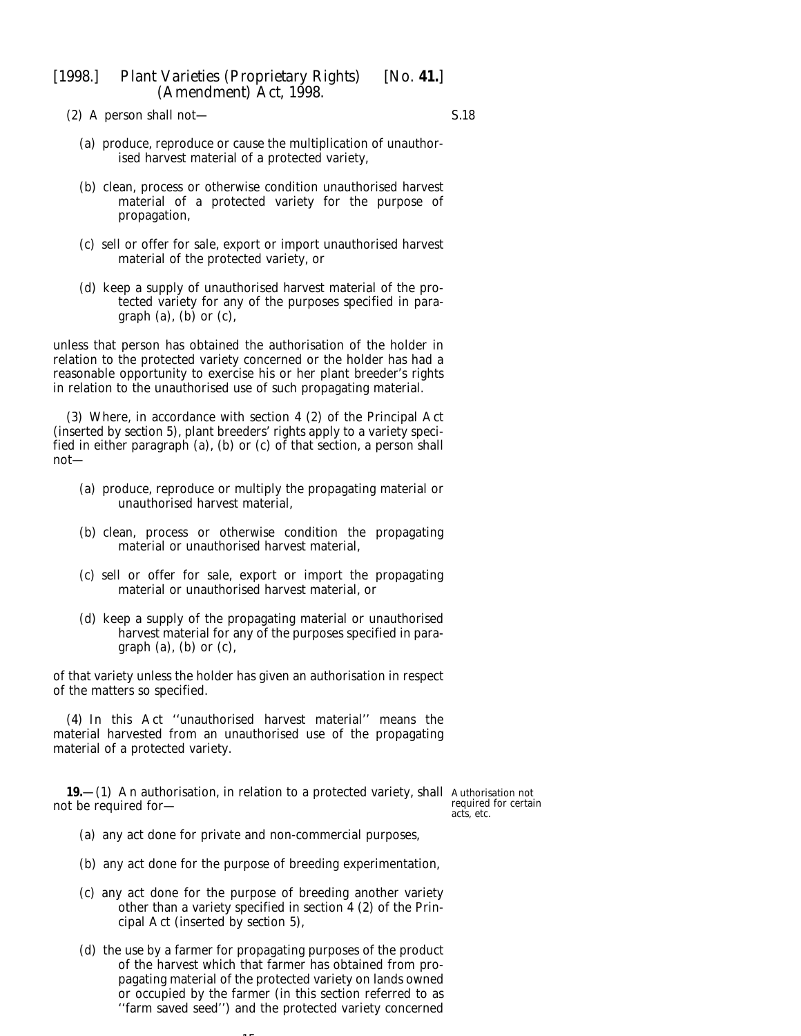S.18

(2) A person shall not—

(a) produce, reproduce or cause the multiplication of unauthorised harvest material of a protected variety,

(b) clean, process or otherwise condition unauthorised harvest material of a protected variety for the purpose of propagation,

(c) sell or offer for sale, export or import unauthorised harvest material of the protected variety, or

(d) keep a supply of unauthorised harvest material of the protected variety for any of the purposes specified in paragraph (a), (b) or (c),

unless that person has obtained the authorisation of the holder in relation to the protected variety concerned or the holder has had a reasonable opportunity to exercise his or her plant breeder's rights in relation to the unauthorised use of such propagating material.

(3) Where, in accordance with section 4 (2) of the Principal Act (inserted by *section 5*), plant breeders' rights apply to a variety specified in either paragraph (a), (b) or (c) of that section, a person shall not—

(a) produce, reproduce or multiply the propagating material or unauthorised harvest material,

(b) clean, process or otherwise condition the propagating material or unauthorised harvest material,

(c) sell or offer for sale, export or import the propagating material or unauthorised harvest material, or

(d) keep a supply of the propagating material or unauthorised harvest material for any of the purposes specified in paragraph (a), (b) or (c),

of that variety unless the holder has given an authorisation in respect of the matters so specified.

(4) In this Act ''unauthorised harvest material'' means the material harvested from an unauthorised use of the propagating material of a protected variety.

Authorisation not required for certain acts, etc.

**19.**—(1) An authorisation, in relation to a protected variety, shall not be required for—

(a) any act done for private and non-commercial purposes,

(b) any act done for the purpose of breeding experimentation,

(c) any act done for the purpose of breeding another variety other than a variety specified in section 4 (2) of the Principal Act (inserted by *section 5*),

(d) the use by a farmer for propagating purposes of the product of the harvest which that farmer has obtained from propagating material of the protected variety on lands owned or occupied by the farmer (in this section referred to as ''farm saved seed'') and the protected variety concerned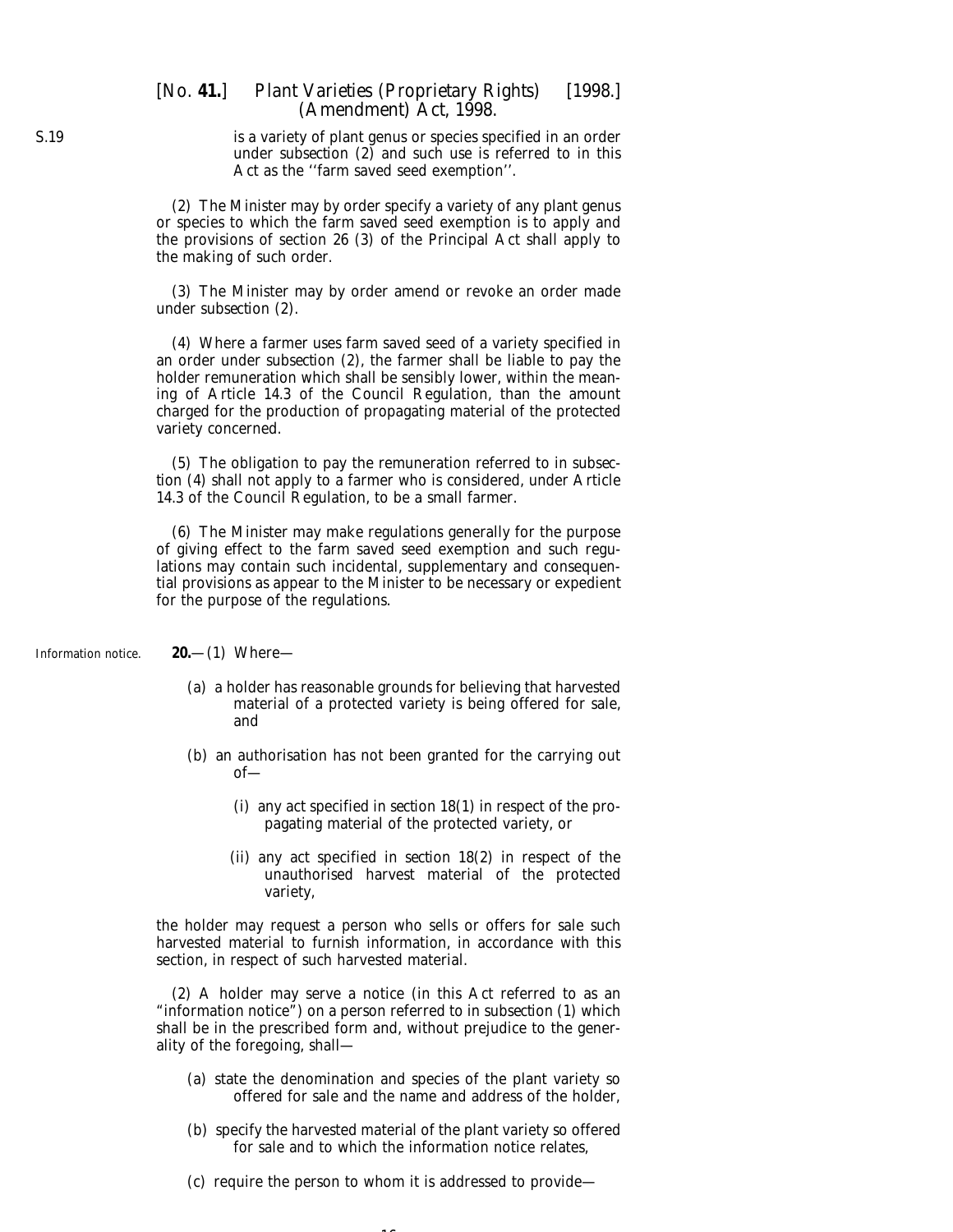is a variety of plant genus or species specified in an order under *subsection (2)* and such use is referred to in this Act as the ''farm saved seed exemption''.

(2) The Minister may by order specify a variety of any plant genus or species to which the farm saved seed exemption is to apply and the provisions of section 26 (3) of the Principal Act shall apply to the making of such order.

(3) The Minister may by order amend or revoke an order made under *subsection (2)*.

(4) Where a farmer uses farm saved seed of a variety specified in an order under *subsection (2)*, the farmer shall be liable to pay the holder remuneration which shall be sensibly lower, within the meaning of Article 14.3 of the Council Regulation, than the amount charged for the production of propagating material of the protected variety concerned.

(5) The obligation to pay the remuneration referred to in *subsection (4)* shall not apply to a farmer who is considered, under Article 14.3 of the Council Regulation, to be a small farmer.

(6) The Minister may make regulations generally for the purpose of giving effect to the farm saved seed exemption and such regulations may contain such incidental, supplementary and consequential provisions as appear to the Minister to be necessary or expedient for the purpose of the regulations.

Information notice.

**20.**—(1) Where—

(*a*) a holder has reasonable grounds for believing that harvested material of a protected variety is being offered for sale, and

(*b*) an authorisation has not been granted for the carrying out of—

(i) any act specified in *section 18(1)* in respect of the propagating material of the protected variety, or

(ii) any act specified in *section 18(2)* in respect of the unauthorised harvest material of the protected variety,

the holder may request a person who sells or offers for sale such harvested material to furnish information, in accordance with this section, in respect of such harvested material.

(2) A holder may serve a notice (in this Act referred to as an "information notice") on a person referred to in *subsection (1)* which shall be in the prescribed form and, without prejudice to the generality of the foregoing, shall—

(*a*) state the denomination and species of the plant variety so offered for sale and the name and address of the holder,

(*b*) specify the harvested material of the plant variety so offered for sale and to which the information notice relates,

(*c*) require the person to whom it is addressed to provide—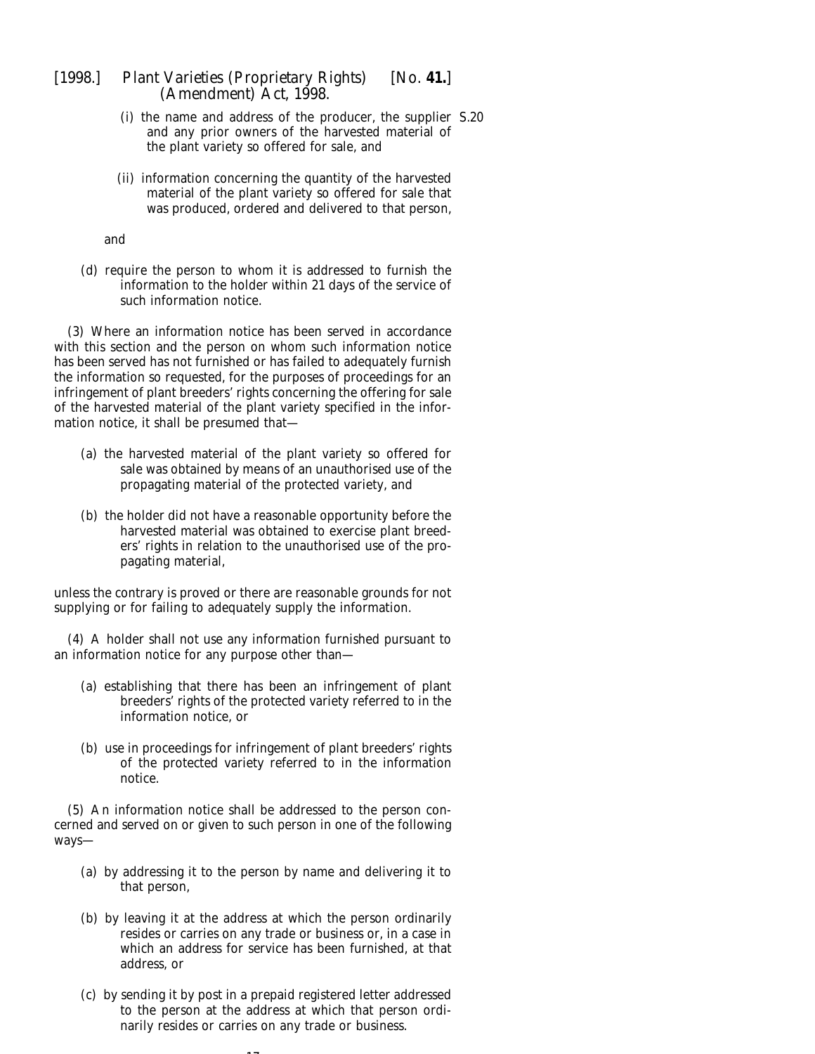(i) the name and address of the producer, the supplier and any prior owners of the harvested material of the plant variety so offered for sale, and

(ii) information concerning the quantity of the harvested material of the plant variety so offered for sale that was produced, ordered and delivered to that person,

and

(d) require the person to whom it is addressed to furnish the information to the holder within 21 days of the service of such information notice.

(3) Where an information notice has been served in accordance with this section and the person on whom such information notice has been served has not furnished or has failed to adequately furnish the information so requested, for the purposes of proceedings for an infringement of plant breeders' rights concerning the offering for sale of the harvested material of the plant variety specified in the information notice, it shall be presumed that—

(a) the harvested material of the plant variety so offered for sale was obtained by means of an unauthorised use of the propagating material of the protected variety, and

(b) the holder did not have a reasonable opportunity before the harvested material was obtained to exercise plant breeders' rights in relation to the unauthorised use of the propagating material,

unless the contrary is proved or there are reasonable grounds for not supplying or for failing to adequately supply the information.

(4) A holder shall not use any information furnished pursuant to an information notice for any purpose other than—

(a) establishing that there has been an infringement of plant breeders' rights of the protected variety referred to in the information notice, or

(b) use in proceedings for infringement of plant breeders' rights of the protected variety referred to in the information notice.

(5) An information notice shall be addressed to the person concerned and served on or given to such person in one of the following ways—

(a) by addressing it to the person by name and delivering it to that person,

(b) by leaving it at the address at which the person ordinarily resides or carries on any trade or business or, in a case in which an address for service has been furnished, at that address, or

(c) by sending it by post in a prepaid registered letter addressed to the person at the address at which that person ordinarily resides or carries on any trade or business.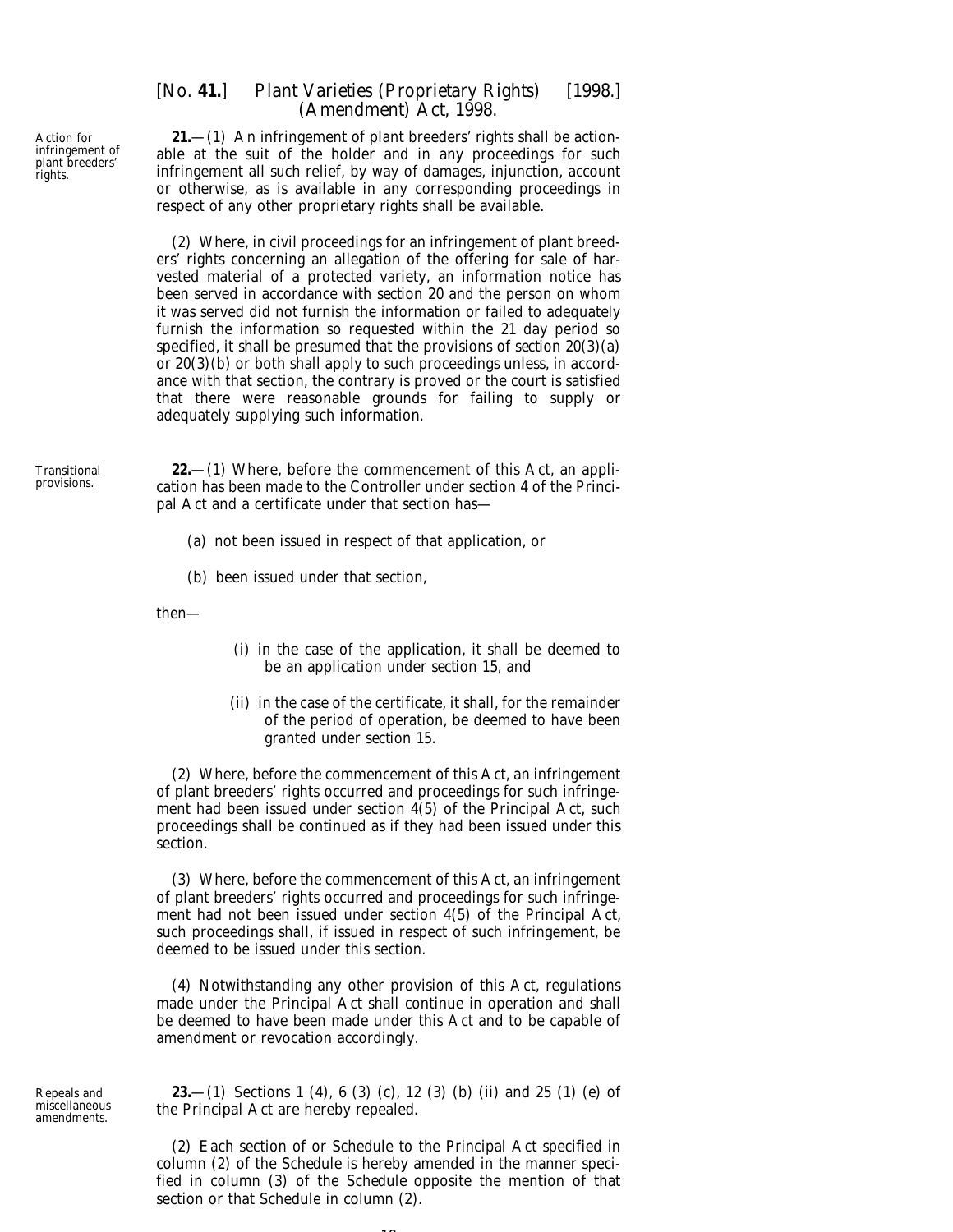Action for infringement of plant breeders' rights.

**21.**—(1) An infringement of plant breeders' rights shall be actionable at the suit of the holder and in any proceedings for such infringement all such relief, by way of damages, injunction, account or otherwise, as is available in any corresponding proceedings in respect of any other proprietary rights shall be available.

(2) Where, in civil proceedings for an infringement of plant breeders' rights concerning an allegation of the offering for sale of harvested material of a protected variety, an information notice has been served in accordance with section 20 and the person on whom it was served did not furnish the information or failed to adequately furnish the information so requested within the 21 day period so specified, it shall be presumed that the provisions of section 20(3)(a) or 20(3)(b) or both shall apply to such proceedings unless, in accordance with that section, the contrary is proved or the court is satisfied that there were reasonable grounds for failing to supply or adequately supplying such information.

Transitional provisions.

**22.**—(1) Where, before the commencement of this Act, an application has been made to the Controller under section 4 of the Principal Act and a certificate under that section has—

(a) not been issued in respect of that application, or

(b) been issued under that section,

then—

(i) in the case of the application, it shall be deemed to be an application under section 15, and

(ii) in the case of the certificate, it shall, for the remainder of the period of operation, be deemed to have been granted under section 15.

(2) Where, before the commencement of this Act, an infringement of plant breeders' rights occurred and proceedings for such infringement had been issued under section 4(5) of the Principal Act, such proceedings shall be continued as if they had been issued under this section.

(3) Where, before the commencement of this Act, an infringement of plant breeders' rights occurred and proceedings for such infringement had not been issued under section 4(5) of the Principal Act, such proceedings shall, if issued in respect of such infringement, be deemed to be issued under this section.

(4) Notwithstanding any other provision of this Act, regulations made under the Principal Act shall continue in operation and shall be deemed to have been made under this Act and to be capable of amendment or revocation accordingly.

Repeals and miscellaneous amendments.

**23.**—(1) Sections 1 (4), 6 (3) (c), 12 (3) (b) (ii) and 25 (1) (e) of the Principal Act are hereby repealed.

(2) Each section of or Schedule to the Principal Act specified in column (2) of the Schedule is hereby amended in the manner specified in column (3) of the Schedule opposite the mention of that section or that Schedule in column (2).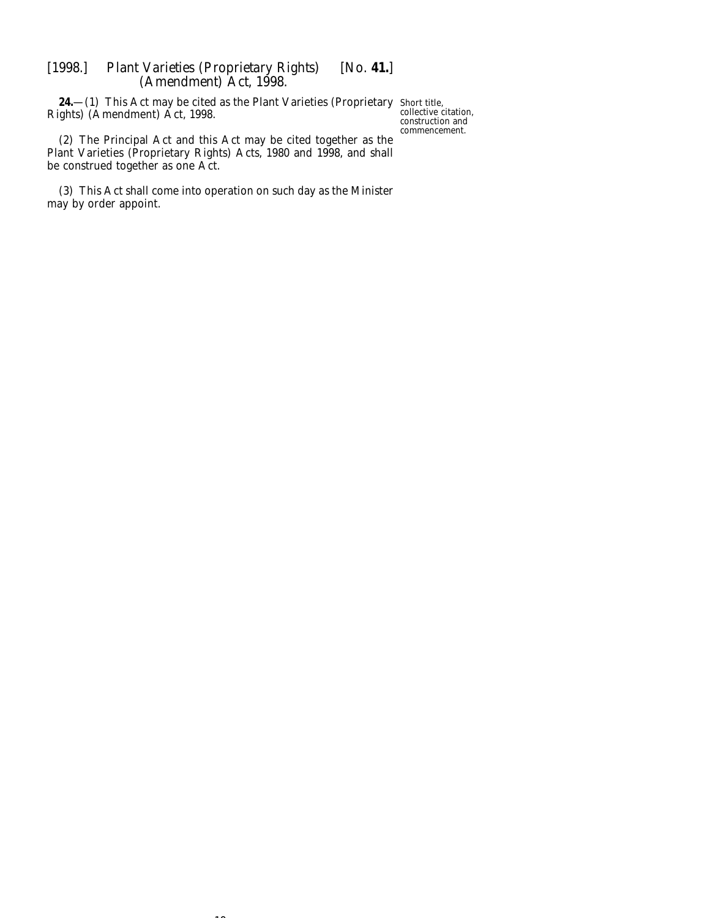**24.**—(1) This Act may be cited as the Plant Varieties (Proprietary Rights) (Amendment) Act, 1998.

Short title, collective citation, construction and commencement.

(2) The Principal Act and this Act may be cited together as the Plant Varieties (Proprietary Rights) Acts, 1980 and 1998, and shall be construed together as one Act.

(3) This Act shall come into operation on such day as the Minister may by order appoint.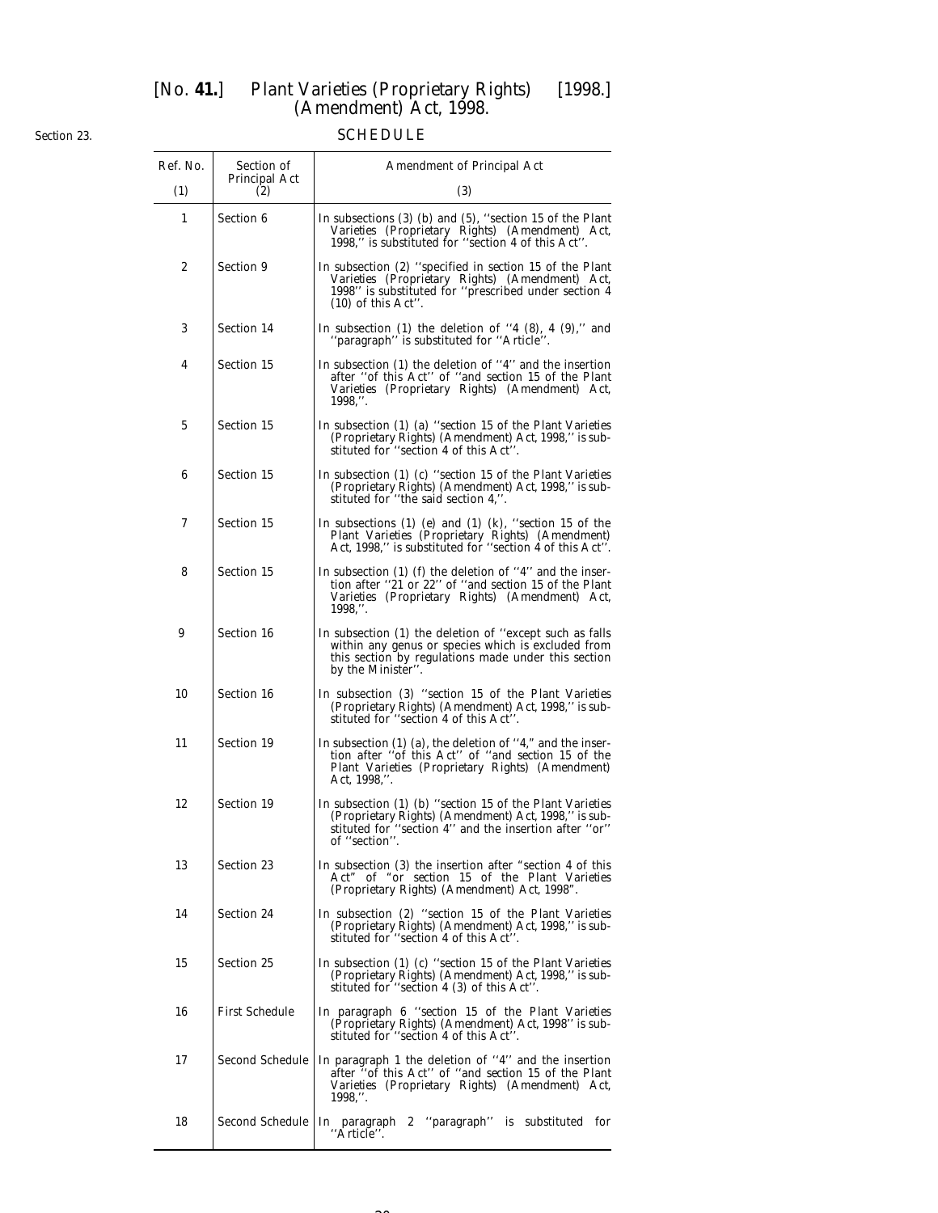Section 23.

## SCHEDULE

| Ref. No. (1) | Section of Principal Act (2) | Amendment of Principal Act (3) |
|---|---|---|
| 1 | Section 6 | In subsections (3) (b) and (5), ''section 15 of the Plant Varieties (Proprietary Rights) (Amendment) Act, 1998,'' is substituted for ''section 4 of this Act''. |
| 2 | Section 9 | In subsection (2) ''specified in section 15 of the Plant Varieties (Proprietary Rights) (Amendment) Act, 1998'' is substituted for ''prescribed under section 4 (10) of this Act''. |
| 3 | Section 14 | In subsection (1) the deletion of ''4 (8), 4 (9),'' and ''paragraph'' is substituted for ''Article''. |
| 4 | Section 15 | In subsection (1) the deletion of ''4'' and the insertion after ''of this Act'' of ''and section 15 of the Plant Varieties (Proprietary Rights) (Amendment) Act, 1998,''. |
| 5 | Section 15 | In subsection (1) (a) ''section 15 of the Plant Varieties (Proprietary Rights) (Amendment) Act, 1998,'' is substituted for ''section 4 of this Act''. |
| 6 | Section 15 | In subsection (1) (c) ''section 15 of the Plant Varieties (Proprietary Rights) (Amendment) Act, 1998,'' is substituted for ''the said section 4,''. |
| 7 | Section 15 | In subsections (1) (e) and (1) (k), ''section 15 of the Plant Varieties (Proprietary Rights) (Amendment) Act, 1998,'' is substituted for ''section 4 of this Act''. |
| 8 | Section 15 | In subsection (1) (f) the deletion of ''4'' and the insertion after ''21 or 22'' of ''and section 15 of the Plant Varieties (Proprietary Rights) (Amendment) Act, 1998,''. |
| 9 | Section 16 | In subsection (1) the deletion of ''except such as falls within any genus or species which is excluded from this section by regulations made under this section by the Minister''. |
| 10 | Section 16 | In subsection (3) ''section 15 of the Plant Varieties (Proprietary Rights) (Amendment) Act, 1998,'' is substituted for ''section 4 of this Act''. |
| 11 | Section 19 | In subsection (1) (a), the deletion of ''4,'' and the insertion after ''of this Act'' of ''and section 15 of the Plant Varieties (Proprietary Rights) (Amendment) Act, 1998,''. |
| 12 | Section 19 | In subsection (1) (b) ''section 15 of the Plant Varieties (Proprietary Rights) (Amendment) Act, 1998,'' is substituted for ''section 4'' and the insertion after ''or'' of ''section''. |
| 13 | Section 23 | In subsection (3) the insertion after "section 4 of this Act" of "or section 15 of the Plant Varieties (Proprietary Rights) (Amendment) Act, 1998". |
| 14 | Section 24 | In subsection (2) ''section 15 of the Plant Varieties (Proprietary Rights) (Amendment) Act, 1998,'' is substituted for ''section 4 of this Act''. |
| 15 | Section 25 | In subsection (1) (c) ''section 15 of the Plant Varieties (Proprietary Rights) (Amendment) Act, 1998,'' is substituted for ''section 4 (3) of this Act''. |
| 16 | First Schedule | In paragraph 6 ''section 15 of the Plant Varieties (Proprietary Rights) (Amendment) Act, 1998'' is substituted for ''section 4 of this Act''. |
| 17 | Second Schedule | In paragraph 1 the deletion of ''4'' and the insertion after ''of this Act'' of ''and section 15 of the Plant Varieties (Proprietary Rights) (Amendment) Act, 1998,''. |
| 18 | Second Schedule | In paragraph 2 ''paragraph'' is substituted for ''Article''. |